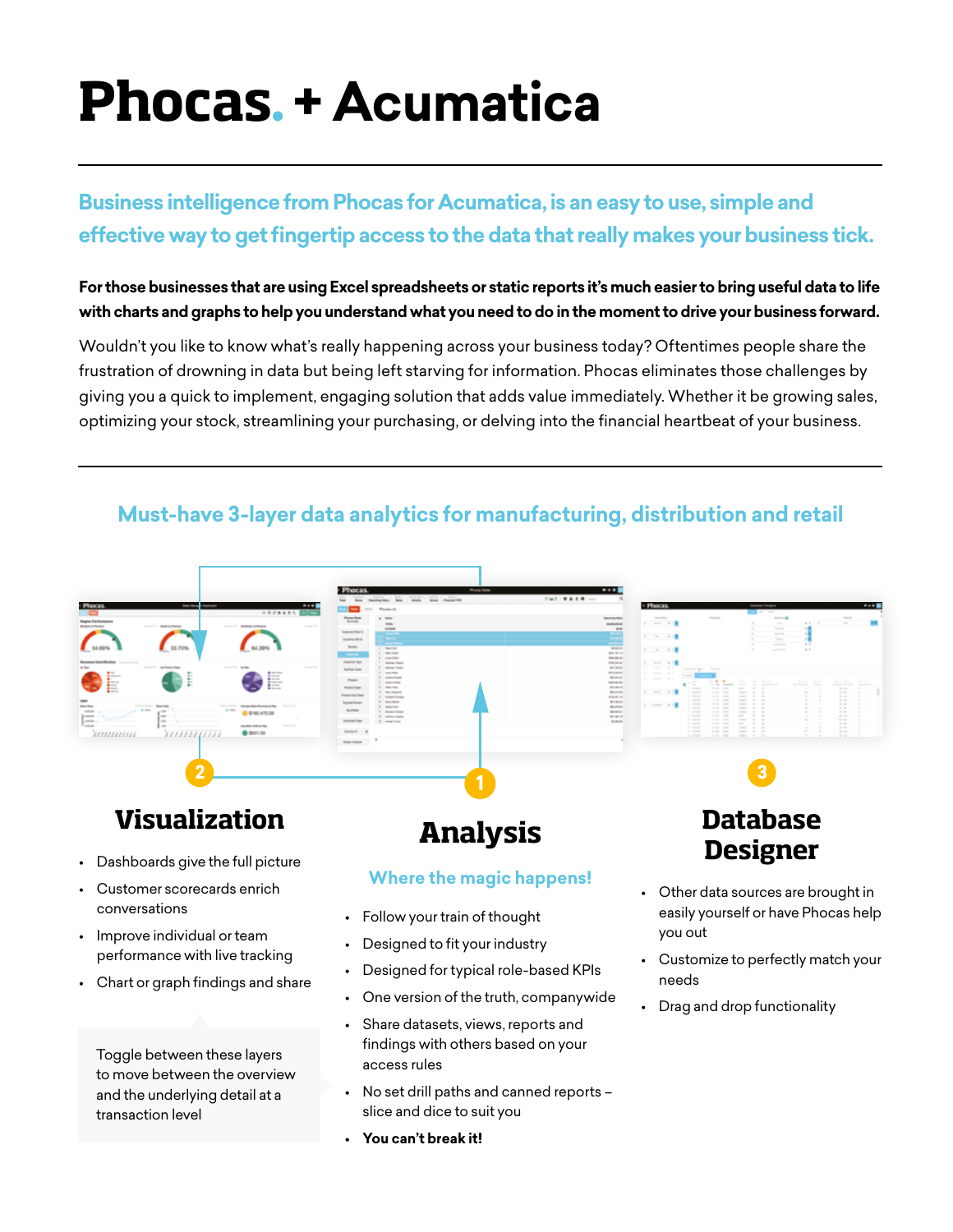# Phocas. + Acumatica

## Business intelligence from Phocas for Acumatica, is an easy to use, simple and effective way to get fingertip access to the data that really makes your business tick.

**For those businesses that are using Excel spreadsheets or static reports it's much easier to bring useful data to life with charts and graphs to help you understand what you need to do in the moment to drive your business forward.**

Wouldn't you like to know what's really happening across your business today? Oftentimes people share the frustration of drowning in data but being left starving for information. Phocas eliminates those challenges by giving you a quick to implement, engaging solution that adds value immediately. Whether it be growing sales, optimizing your stock, streamlining your purchasing, or delving into the financial heartbeat of your business.

## Must-have 3-layer data analytics for manufacturing, distribution and retail

### 2 Visualization

- Dashboards give the full picture
- Customer scorecards enrich conversations
- Improve individual or team performance with live tracking
- Chart or graph findings and share

Toggle between these layers to move between the overview and the underlying detail at a transaction level

### 1 Analysis

**Where the magic happens!**

- Follow your train of thought
- Designed to fit your industry
- Designed for typical role-based KPIs
- One version of the truth, companywide
- Share datasets, views, reports and findings with others based on your access rules
- No set drill paths and canned reports – slice and dice to suit you
- **You can't break it!**

### 3 Database Designer

- Other data sources are brought in easily yourself or have Phocas help you out
- Customize to perfectly match your needs
- Drag and drop functionality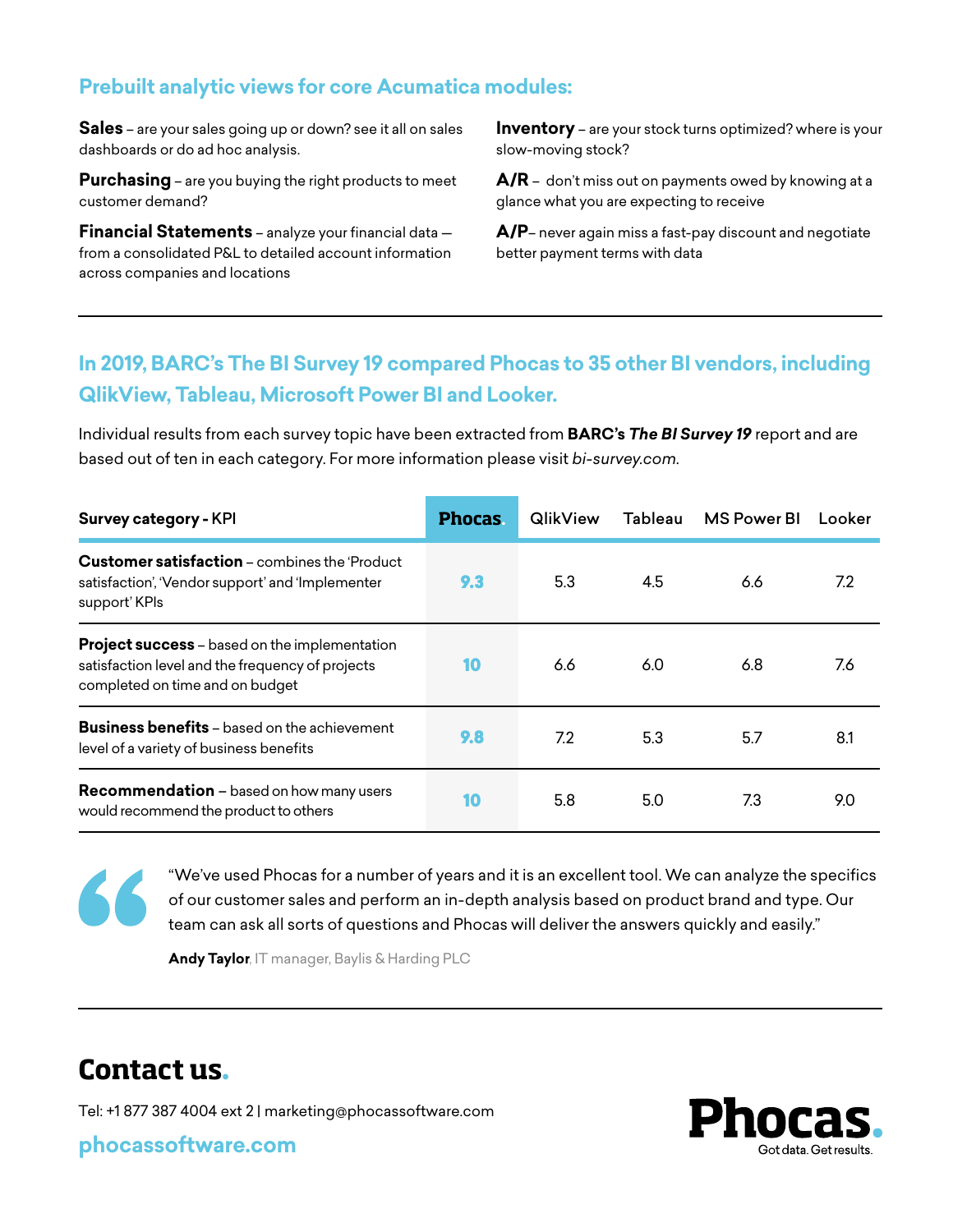## Prebuilt analytic views for core Acumatica modules:

**Sales** – are your sales going up or down? see it all on sales dashboards or do ad hoc analysis.

**Purchasing** – are you buying the right products to meet customer demand?

**Financial Statements** – analyze your financial data — from a consolidated P&L to detailed account information across companies and locations

**Inventory** – are your stock turns optimized? where is your slow-moving stock?

**A/R** – don't miss out on payments owed by knowing at a glance what you are expecting to receive

**A/P**– never again miss a fast-pay discount and negotiate better payment terms with data

## In 2019, BARC's The BI Survey 19 compared Phocas to 35 other BI vendors, including QlikView, Tableau, Microsoft Power BI and Looker.

Individual results from each survey topic have been extracted from **BARC's *The BI Survey 19*** report and are based out of ten in each category. For more information please visit *bi-survey.com.*

| Survey category - KPI | Phocas | QlikView | Tableau | MS Power BI | Looker |
|---|---|---|---|---|---|
| **Customer satisfaction** – combines the 'Product satisfaction', 'Vendor support' and 'Implementer support' KPIs | 9.3 | 5.3 | 4.5 | 6.6 | 7.2 |
| **Project success** – based on the implementation satisfaction level and the frequency of projects completed on time and on budget | 10 | 6.6 | 6.0 | 6.8 | 7.6 |
| **Business benefits** – based on the achievement level of a variety of business benefits | 9.8 | 7.2 | 5.3 | 5.7 | 8.1 |
| **Recommendation** – based on how many users would recommend the product to others | 10 | 5.8 | 5.0 | 7.3 | 9.0 |

"We've used Phocas for a number of years and it is an excellent tool. We can analyze the specifics of our customer sales and perform an in-depth analysis based on product brand and type. Our team can ask all sorts of questions and Phocas will deliver the answers quickly and easily."

**Andy Taylor**, IT manager, Baylis & Harding PLC

## Contact us.

Tel: +1 877 387 4004 ext 2 | marketing@phocassoftware.com

**phocassoftware.com**

Phocas. Got data. Get results.